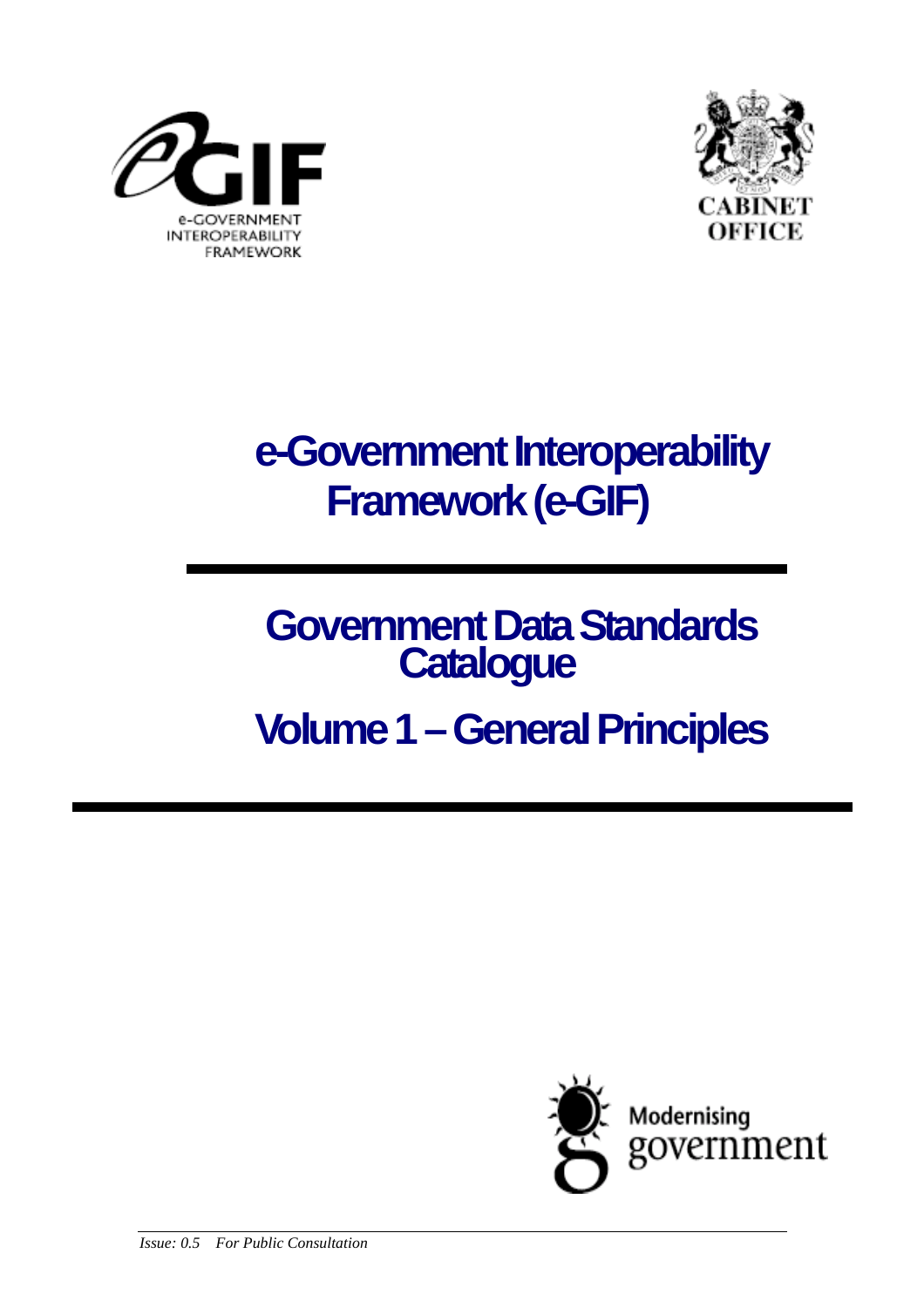# e-Government Interoperability Framework (e-GIF)

## Government Data Standards Catalogue

## Volume 1 – General Principles

*Issue: 0.5 For Public Consultation*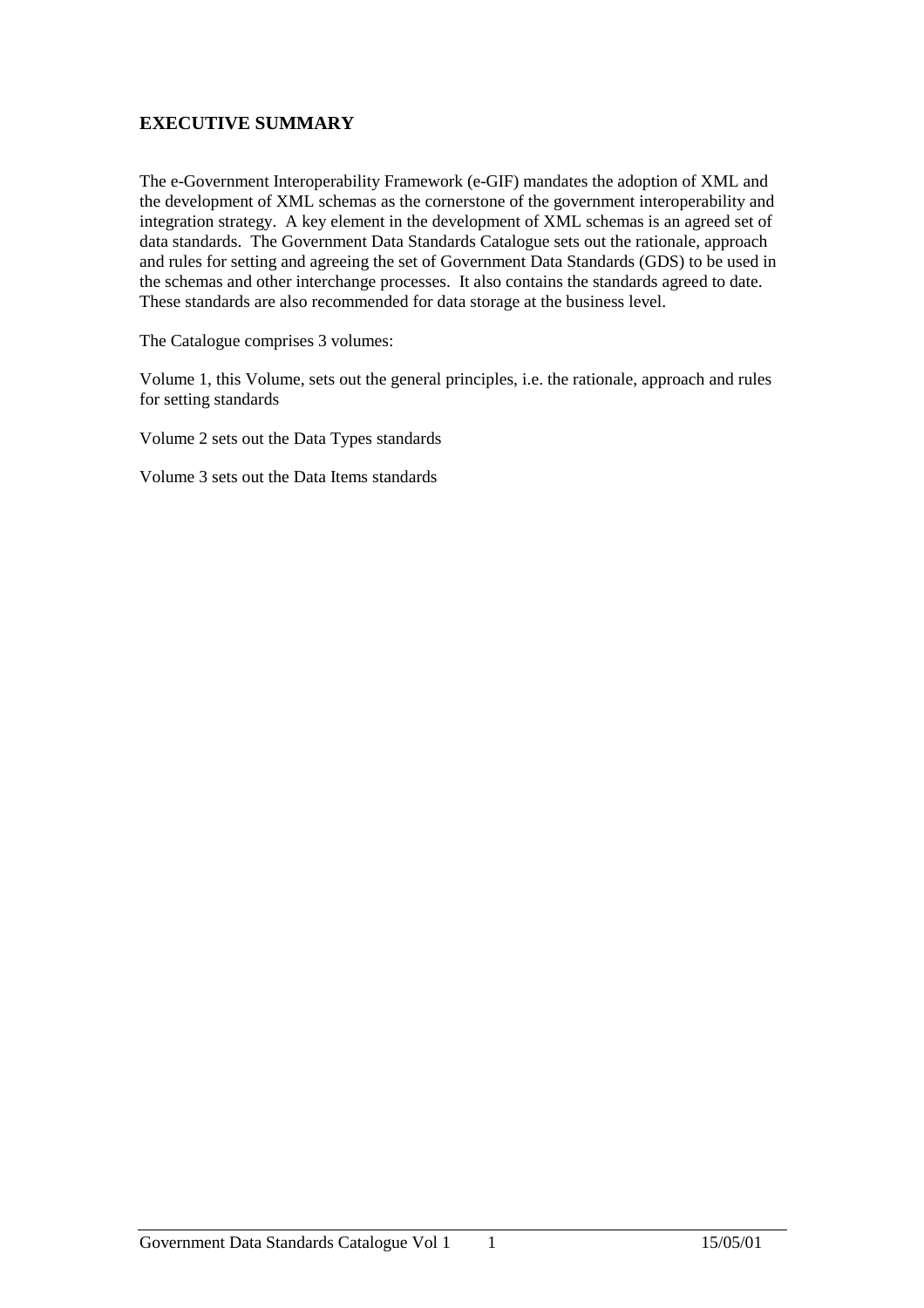## EXECUTIVE SUMMARY

The e-Government Interoperability Framework (e-GIF) mandates the adoption of XML and the development of XML schemas as the cornerstone of the government interoperability and integration strategy. A key element in the development of XML schemas is an agreed set of data standards. The Government Data Standards Catalogue sets out the rationale, approach and rules for setting and agreeing the set of Government Data Standards (GDS) to be used in the schemas and other interchange processes. It also contains the standards agreed to date. These standards are also recommended for data storage at the business level.

The Catalogue comprises 3 volumes:

Volume 1, this Volume, sets out the general principles, i.e. the rationale, approach and rules for setting standards

Volume 2 sets out the Data Types standards

Volume 3 sets out the Data Items standards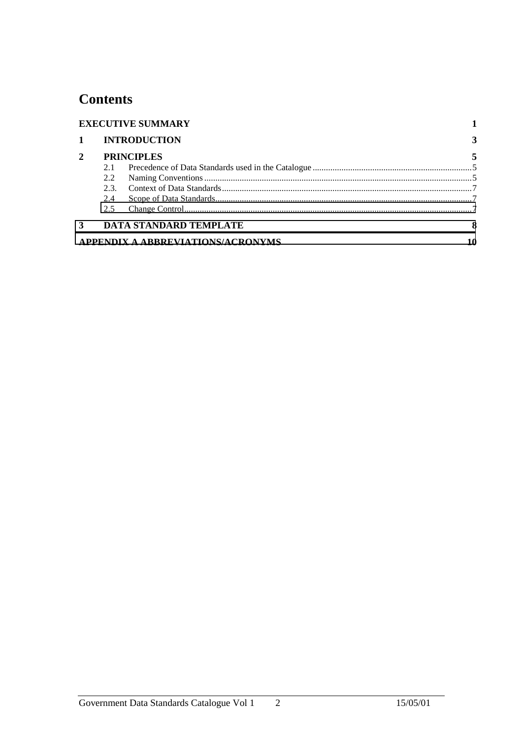# Contents

| | | |
|---|---|---|
| **EXECUTIVE SUMMARY** | | **1** |
| **1** | **INTRODUCTION** | **3** |
| **2** | **PRINCIPLES** | **5** |
| 2.1 | Precedence of Data Standards used in the Catalogue | 5 |
| 2.2 | Naming Conventions | 5 |
| 2.3. | Context of Data Standards | 7 |
| 2.4 | Scope of Data Standards | 7 |
| 2.5 | Change Control | 7 |
| **3** | **DATA STANDARD TEMPLATE** | **8** |
| **APPENDIX A ABBREVIATIONS/ACRONYMS** | | **10** |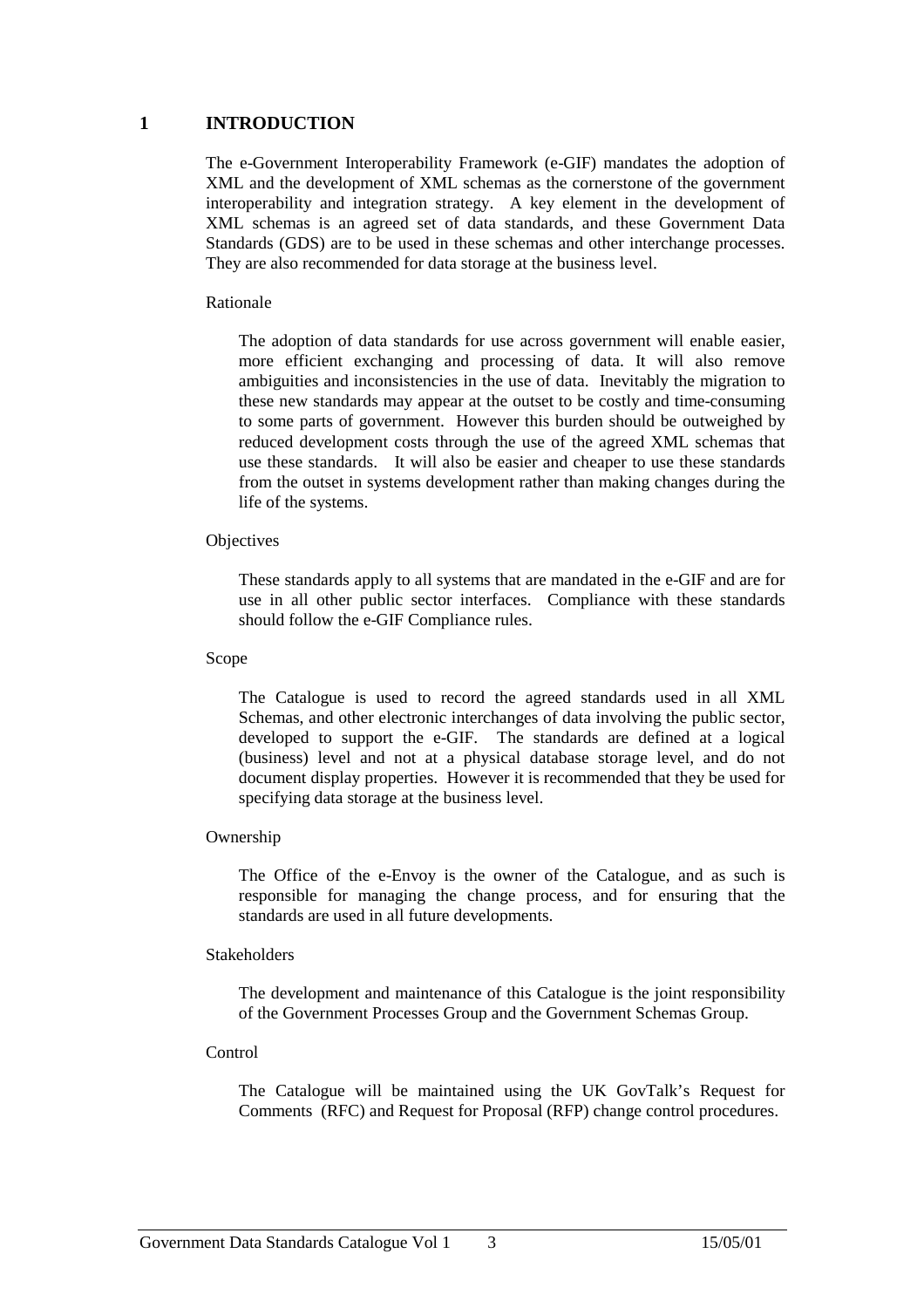# 1 INTRODUCTION

The e-Government Interoperability Framework (e-GIF) mandates the adoption of XML and the development of XML schemas as the cornerstone of the government interoperability and integration strategy. A key element in the development of XML schemas is an agreed set of data standards, and these Government Data Standards (GDS) are to be used in these schemas and other interchange processes. They are also recommended for data storage at the business level.

Rationale

The adoption of data standards for use across government will enable easier, more efficient exchanging and processing of data. It will also remove ambiguities and inconsistencies in the use of data. Inevitably the migration to these new standards may appear at the outset to be costly and time-consuming to some parts of government. However this burden should be outweighed by reduced development costs through the use of the agreed XML schemas that use these standards. It will also be easier and cheaper to use these standards from the outset in systems development rather than making changes during the life of the systems.

Objectives

These standards apply to all systems that are mandated in the e-GIF and are for use in all other public sector interfaces. Compliance with these standards should follow the e-GIF Compliance rules.

Scope

The Catalogue is used to record the agreed standards used in all XML Schemas, and other electronic interchanges of data involving the public sector, developed to support the e-GIF. The standards are defined at a logical (business) level and not at a physical database storage level, and do not document display properties. However it is recommended that they be used for specifying data storage at the business level.

Ownership

The Office of the e-Envoy is the owner of the Catalogue, and as such is responsible for managing the change process, and for ensuring that the standards are used in all future developments.

Stakeholders

The development and maintenance of this Catalogue is the joint responsibility of the Government Processes Group and the Government Schemas Group.

Control

The Catalogue will be maintained using the UK GovTalk's Request for Comments (RFC) and Request for Proposal (RFP) change control procedures.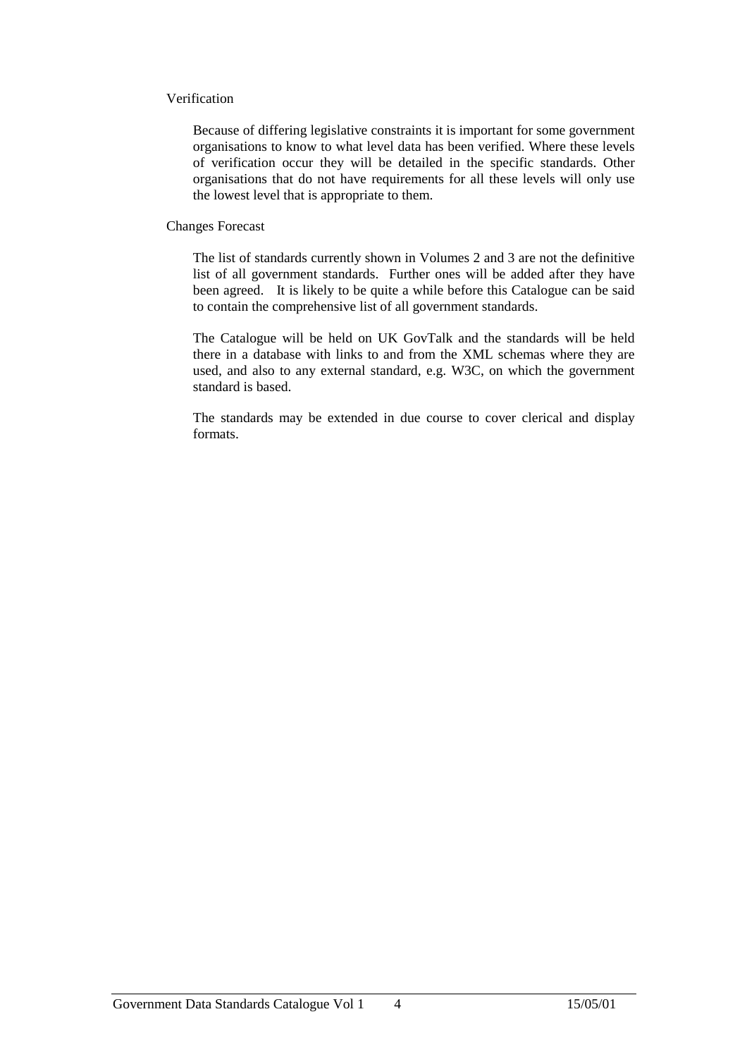### Verification

Because of differing legislative constraints it is important for some government organisations to know to what level data has been verified. Where these levels of verification occur they will be detailed in the specific standards. Other organisations that do not have requirements for all these levels will only use the lowest level that is appropriate to them.

### Changes Forecast

The list of standards currently shown in Volumes 2 and 3 are not the definitive list of all government standards. Further ones will be added after they have been agreed. It is likely to be quite a while before this Catalogue can be said to contain the comprehensive list of all government standards.

The Catalogue will be held on UK GovTalk and the standards will be held there in a database with links to and from the XML schemas where they are used, and also to any external standard, e.g. W3C, on which the government standard is based.

The standards may be extended in due course to cover clerical and display formats.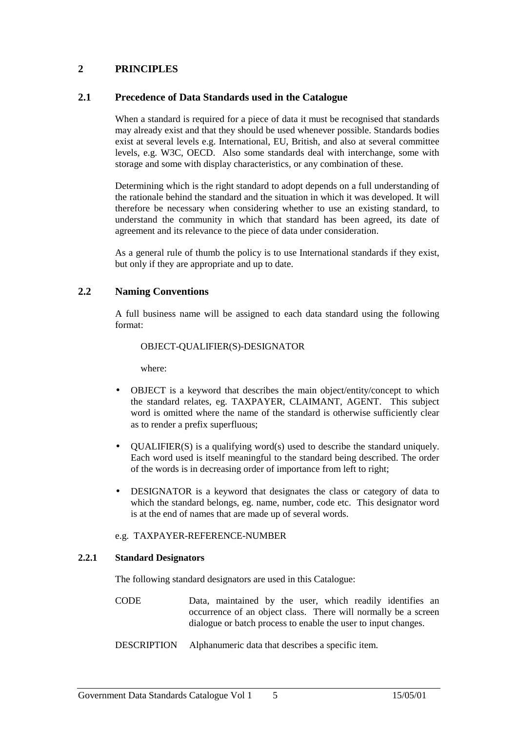# 2 PRINCIPLES

## 2.1 Precedence of Data Standards used in the Catalogue

When a standard is required for a piece of data it must be recognised that standards may already exist and that they should be used whenever possible. Standards bodies exist at several levels e.g. International, EU, British, and also at several committee levels, e.g. W3C, OECD. Also some standards deal with interchange, some with storage and some with display characteristics, or any combination of these.

Determining which is the right standard to adopt depends on a full understanding of the rationale behind the standard and the situation in which it was developed. It will therefore be necessary when considering whether to use an existing standard, to understand the community in which that standard has been agreed, its date of agreement and its relevance to the piece of data under consideration.

As a general rule of thumb the policy is to use International standards if they exist, but only if they are appropriate and up to date.

## 2.2 Naming Conventions

A full business name will be assigned to each data standard using the following format:

OBJECT-QUALIFIER(S)-DESIGNATOR

where:

- OBJECT is a keyword that describes the main object/entity/concept to which the standard relates, eg. TAXPAYER, CLAIMANT, AGENT. This subject word is omitted where the name of the standard is otherwise sufficiently clear as to render a prefix superfluous;
- QUALIFIER(S) is a qualifying word(s) used to describe the standard uniquely. Each word used is itself meaningful to the standard being described. The order of the words is in decreasing order of importance from left to right;
- DESIGNATOR is a keyword that designates the class or category of data to which the standard belongs, eg. name, number, code etc. This designator word is at the end of names that are made up of several words.

e.g. TAXPAYER-REFERENCE-NUMBER

### 2.2.1 Standard Designators

The following standard designators are used in this Catalogue:

CODE — Data, maintained by the user, which readily identifies an occurrence of an object class. There will normally be a screen dialogue or batch process to enable the user to input changes.

DESCRIPTION — Alphanumeric data that describes a specific item.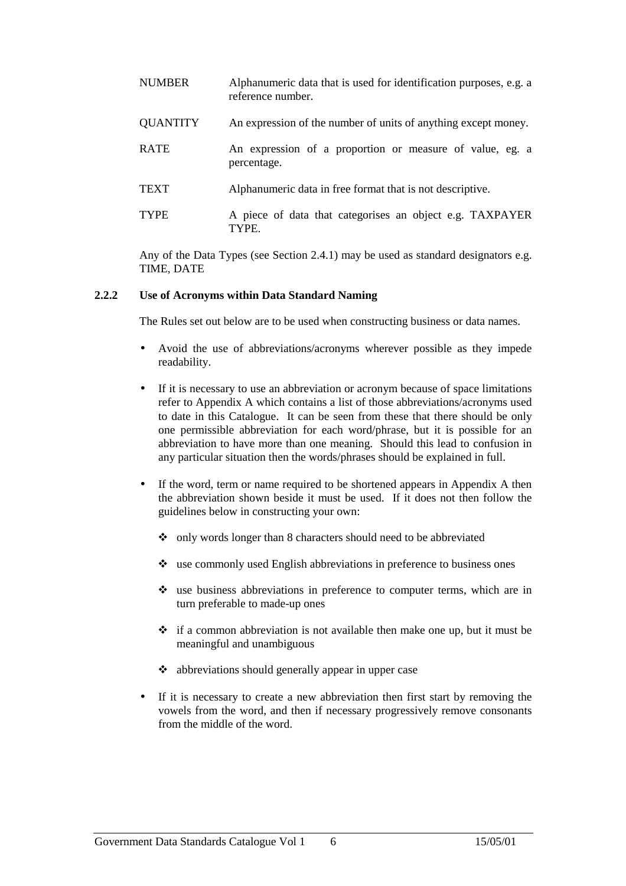| | |
|---|---|
| NUMBER | Alphanumeric data that is used for identification purposes, e.g. a reference number. |
| QUANTITY | An expression of the number of units of anything except money. |
| RATE | An expression of a proportion or measure of value, eg. a percentage. |
| TEXT | Alphanumeric data in free format that is not descriptive. |
| TYPE | A piece of data that categorises an object e.g. TAXPAYER TYPE. |

Any of the Data Types (see Section 2.4.1) may be used as standard designators e.g. TIME, DATE

### 2.2.2 Use of Acronyms within Data Standard Naming

The Rules set out below are to be used when constructing business or data names.

- Avoid the use of abbreviations/acronyms wherever possible as they impede readability.
- If it is necessary to use an abbreviation or acronym because of space limitations refer to Appendix A which contains a list of those abbreviations/acronyms used to date in this Catalogue. It can be seen from these that there should be only one permissible abbreviation for each word/phrase, but it is possible for an abbreviation to have more than one meaning. Should this lead to confusion in any particular situation then the words/phrases should be explained in full.
- If the word, term or name required to be shortened appears in Appendix A then the abbreviation shown beside it must be used. If it does not then follow the guidelines below in constructing your own:
  - only words longer than 8 characters should need to be abbreviated
  - use commonly used English abbreviations in preference to business ones
  - use business abbreviations in preference to computer terms, which are in turn preferable to made-up ones
  - if a common abbreviation is not available then make one up, but it must be meaningful and unambiguous
  - abbreviations should generally appear in upper case
- If it is necessary to create a new abbreviation then first start by removing the vowels from the word, and then if necessary progressively remove consonants from the middle of the word.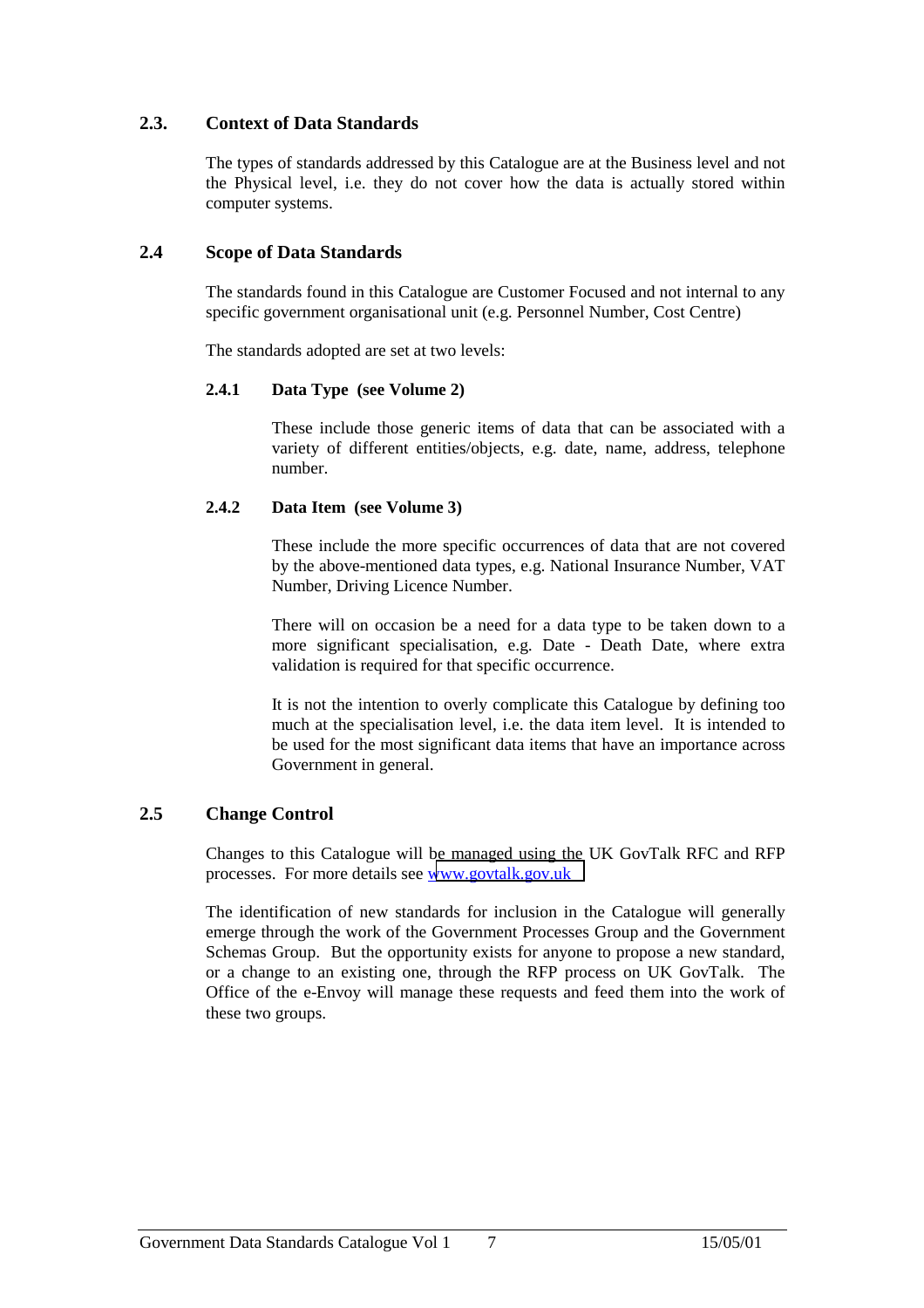## 2.3. Context of Data Standards

The types of standards addressed by this Catalogue are at the Business level and not the Physical level, i.e. they do not cover how the data is actually stored within computer systems.

## 2.4 Scope of Data Standards

The standards found in this Catalogue are Customer Focused and not internal to any specific government organisational unit (e.g. Personnel Number, Cost Centre)

The standards adopted are set at two levels:

### 2.4.1 Data Type (see Volume 2)

These include those generic items of data that can be associated with a variety of different entities/objects, e.g. date, name, address, telephone number.

### 2.4.2 Data Item (see Volume 3)

These include the more specific occurrences of data that are not covered by the above-mentioned data types, e.g. National Insurance Number, VAT Number, Driving Licence Number.

There will on occasion be a need for a data type to be taken down to a more significant specialisation, e.g. Date - Death Date, where extra validation is required for that specific occurrence.

It is not the intention to overly complicate this Catalogue by defining too much at the specialisation level, i.e. the data item level. It is intended to be used for the most significant data items that have an importance across Government in general.

## 2.5 Change Control

Changes to this Catalogue will be managed using the UK GovTalk RFC and RFP processes. For more details see www.govtalk.gov.uk

The identification of new standards for inclusion in the Catalogue will generally emerge through the work of the Government Processes Group and the Government Schemas Group. But the opportunity exists for anyone to propose a new standard, or a change to an existing one, through the RFP process on UK GovTalk. The Office of the e-Envoy will manage these requests and feed them into the work of these two groups.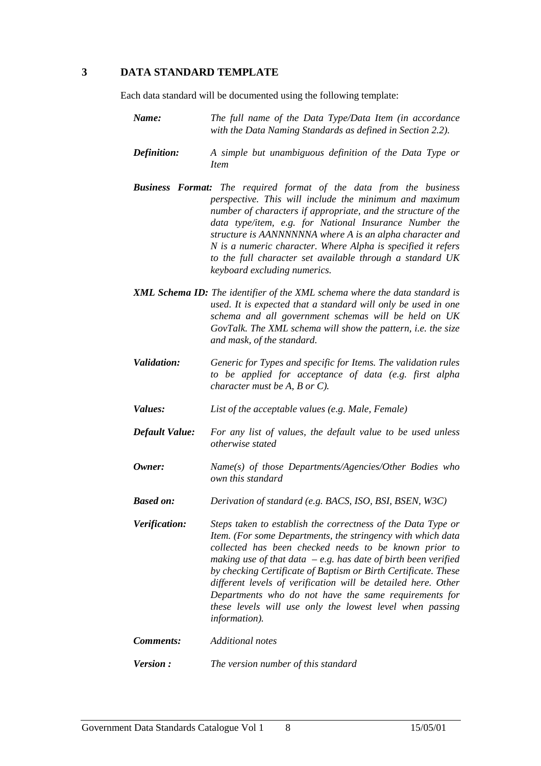# 3 DATA STANDARD TEMPLATE

Each data standard will be documented using the following template:

***Name:*** *The full name of the Data Type/Data Item (in accordance with the Data Naming Standards as defined in Section 2.2).*

***Definition:*** *A simple but unambiguous definition of the Data Type or Item*

***Business Format:*** *The required format of the data from the business perspective. This will include the minimum and maximum number of characters if appropriate, and the structure of the data type/item, e.g. for National Insurance Number the structure is AANNNNNNA where A is an alpha character and N is a numeric character. Where Alpha is specified it refers to the full character set available through a standard UK keyboard excluding numerics.*

***XML Schema ID:*** *The identifier of the XML schema where the data standard is used. It is expected that a standard will only be used in one schema and all government schemas will be held on UK GovTalk. The XML schema will show the pattern, i.e. the size and mask, of the standard.*

***Validation:*** *Generic for Types and specific for Items. The validation rules to be applied for acceptance of data (e.g. first alpha character must be A, B or C).*

***Values:*** *List of the acceptable values (e.g. Male, Female)*

***Default Value:*** *For any list of values, the default value to be used unless otherwise stated*

***Owner:*** *Name(s) of those Departments/Agencies/Other Bodies who own this standard*

***Based on:*** *Derivation of standard (e.g. BACS, ISO, BSI, BSEN, W3C)*

***Verification:*** *Steps taken to establish the correctness of the Data Type or Item. (For some Departments, the stringency with which data collected has been checked needs to be known prior to making use of that data – e.g. has date of birth been verified by checking Certificate of Baptism or Birth Certificate. These different levels of verification will be detailed here. Other Departments who do not have the same requirements for these levels will use only the lowest level when passing information).*

***Comments:*** *Additional notes*

***Version :*** *The version number of this standard*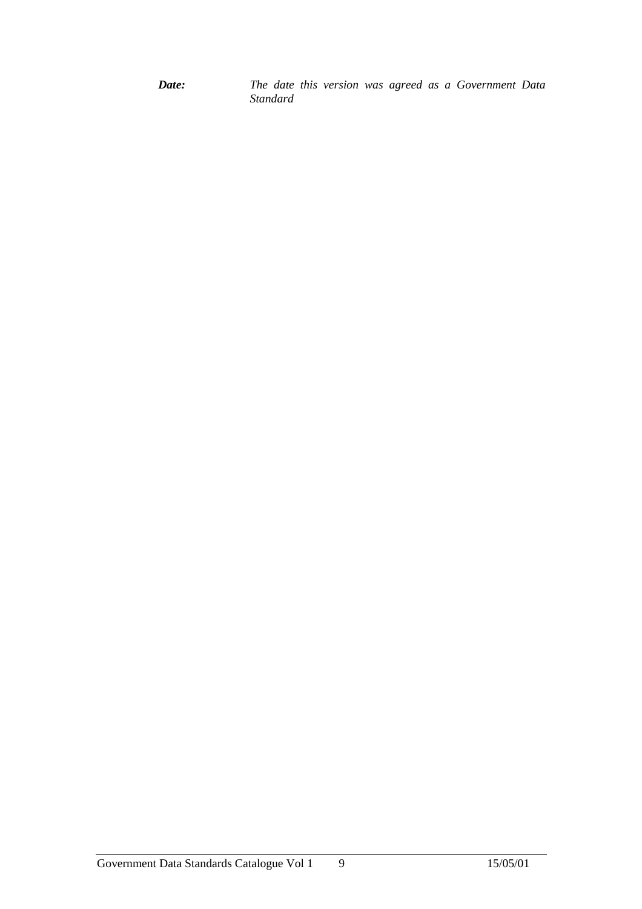***Date:*** *The date this version was agreed as a Government Data Standard*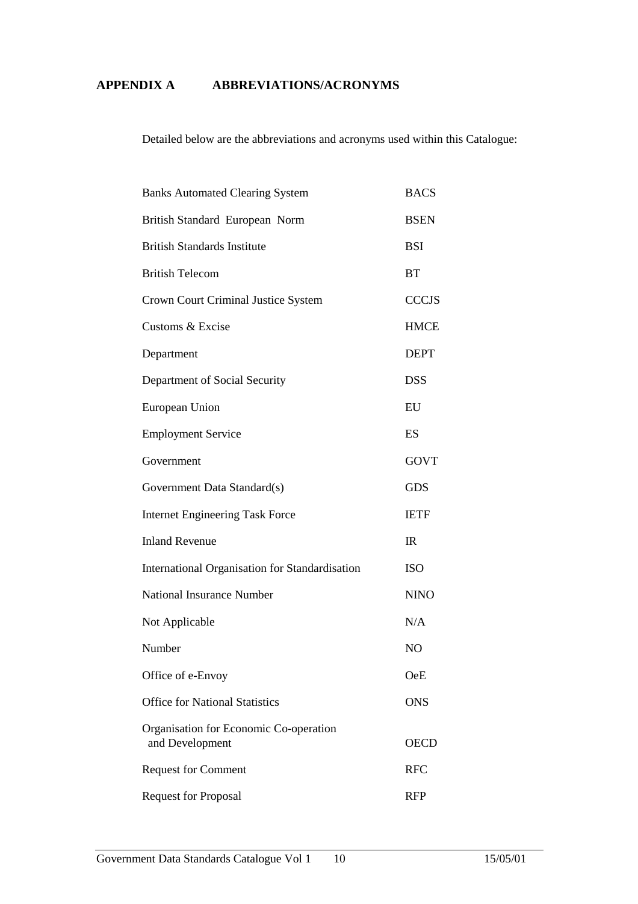## APPENDIX A ABBREVIATIONS/ACRONYMS

Detailed below are the abbreviations and acronyms used within this Catalogue:

| | |
|---|---|
| Banks Automated Clearing System | BACS |
| British Standard European Norm | BSEN |
| British Standards Institute | BSI |
| British Telecom | BT |
| Crown Court Criminal Justice System | CCCJS |
| Customs & Excise | HMCE |
| Department | DEPT |
| Department of Social Security | DSS |
| European Union | EU |
| Employment Service | ES |
| Government | GOVT |
| Government Data Standard(s) | GDS |
| Internet Engineering Task Force | IETF |
| Inland Revenue | IR |
| International Organisation for Standardisation | ISO |
| National Insurance Number | NINO |
| Not Applicable | N/A |
| Number | NO |
| Office of e-Envoy | OeE |
| Office for National Statistics | ONS |
| Organisation for Economic Co-operation and Development | OECD |
| Request for Comment | RFC |
| Request for Proposal | RFP |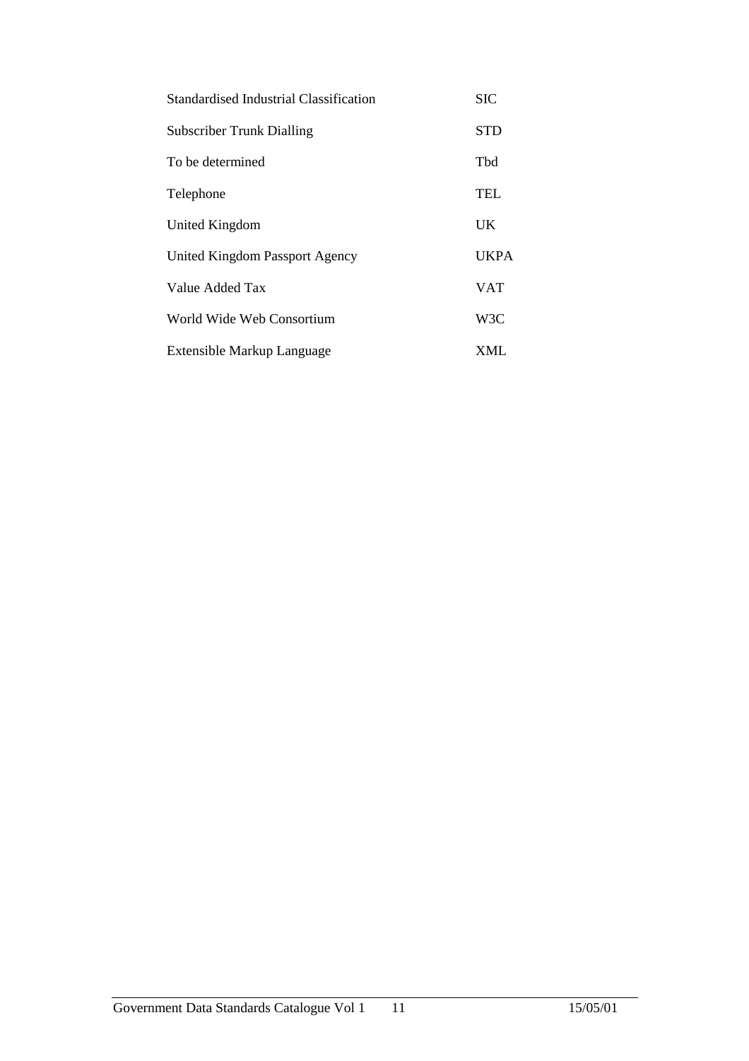| | |
|---|---|
| Standardised Industrial Classification | SIC |
| Subscriber Trunk Dialling | STD |
| To be determined | Tbd |
| Telephone | TEL |
| United Kingdom | UK |
| United Kingdom Passport Agency | UKPA |
| Value Added Tax | VAT |
| World Wide Web Consortium | W3C |
| Extensible Markup Language | XML |